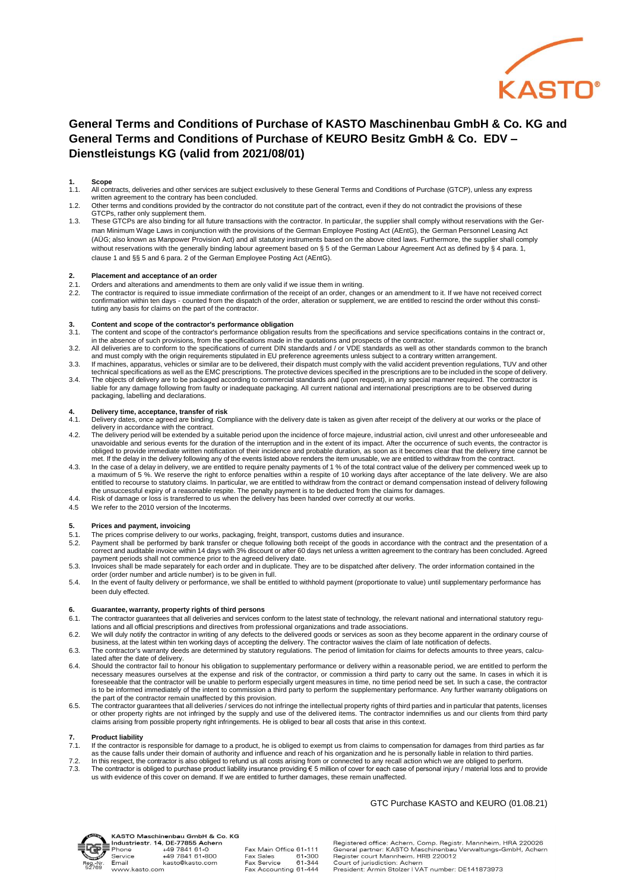# General Terms and Conditions of Purchase of KASTO Maschinenbau GmbH & Co. KG and General Terms and Conditions of Purchase of KEURO Besitz GmbH & Co. EDV – Dienstleistungs KG (valid from 2021/08/01)

**1. Scope**

1.1. All contracts, deliveries and other services are subject exclusively to these General Terms and Conditions of Purchase (GTCP), unless any express written agreement to the contrary has been concluded.

1.2. Other terms and conditions provided by the contractor do not constitute part of the contract, even if they do not contradict the provisions of these GTCPs, rather only supplement them.

1.3. These GTCPs are also binding for all future transactions with the contractor. In particular, the supplier shall comply without reservations with the German Minimum Wage Laws in conjunction with the provisions of the German Employee Posting Act (AEntG), the German Personnel Leasing Act (AÜG; also known as Manpower Provision Act) and all statutory instruments based on the above cited laws. Furthermore, the supplier shall comply without reservations with the generally binding labour agreement based on § 5 of the German Labour Agreement Act as defined by § 4 para. 1, clause 1 and §§ 5 and 6 para. 2 of the German Employee Posting Act (AEntG).

**2. Placement and acceptance of an order**

2.1. Orders and alterations and amendments to them are only valid if we issue them in writing.

2.2. The contractor is required to issue immediate confirmation of the receipt of an order, changes or an amendment to it. If we have not received correct confirmation within ten days - counted from the dispatch of the order, alteration or supplement, we are entitled to rescind the order without this constituting any basis for claims on the part of the contractor.

**3. Content and scope of the contractor's performance obligation**

3.1. The content and scope of the contractor's performance obligation results from the specifications and service specifications contains in the contract or, in the absence of such provisions, from the specifications made in the quotations and prospects of the contractor.

3.2. All deliveries are to conform to the specifications of current DIN standards and / or VDE standards as well as other standards common to the branch and must comply with the origin requirements stipulated in EU preference agreements unless subject to a contrary written arrangement.

3.3. If machines, apparatus, vehicles or similar are to be delivered, their dispatch must comply with the valid accident prevention regulations, TUV and other technical specifications as well as the EMC prescriptions. The protective devices specified in the prescriptions are to be included in the scope of delivery.

3.4. The objects of delivery are to be packaged according to commercial standards and (upon request), in any special manner required. The contractor is liable for any damage following from faulty or inadequate packaging. All current national and international prescriptions are to be observed during packaging, labelling and declarations.

**4. Delivery time, acceptance, transfer of risk**

4.1. Delivery dates, once agreed are binding. Compliance with the delivery date is taken as given after receipt of the delivery at our works or the place of delivery in accordance with the contract.

4.2. The delivery period will be extended by a suitable period upon the incidence of force majeure, industrial action, civil unrest and other unforeseeable and unavoidable and serious events for the duration of the interruption and in the extent of its impact. After the occurrence of such events, the contractor is obliged to provide immediate written notification of their incidence and probable duration, as soon as it becomes clear that the delivery time cannot be met. If the delay in the delivery following any of the events listed above renders the item unusable, we are entitled to withdraw from the contract.

4.3. In the case of a delay in delivery, we are entitled to require penalty payments of 1 % of the total contract value of the delivery per commenced week up to a maximum of 5 %. We reserve the right to enforce penalties within a respite of 10 working days after acceptance of the late delivery. We are also entitled to recourse to statutory claims. In particular, we are entitled to withdraw from the contract or demand compensation instead of delivery following the unsuccessful expiry of a reasonable respite. The penalty payment is to be deducted from the claims for damages.

4.4. Risk of damage or loss is transferred to us when the delivery has been handed over correctly at our works.

4.5 We refer to the 2010 version of the Incoterms.

**5. Prices and payment, invoicing**

5.1. The prices comprise delivery to our works, packaging, freight, transport, customs duties and insurance.

5.2. Payment shall be performed by bank transfer or cheque following both receipt of the goods in accordance with the contract and the presentation of a correct and auditable invoice within 14 days with 3% discount or after 60 days net unless a written agreement to the contrary has been concluded. Agreed payment periods shall not commence prior to the agreed delivery date.

5.3. Invoices shall be made separately for each order and in duplicate. They are to be dispatched after delivery. The order information contained in the order (order number and article number) is to be given in full.

5.4. In the event of faulty delivery or performance, we shall be entitled to withhold payment (proportionate to value) until supplementary performance has been duly effected.

**6. Guarantee, warranty, property rights of third persons**

6.1. The contractor guarantees that all deliveries and services conform to the latest state of technology, the relevant national and international statutory regulations and all official prescriptions and directives from professional organizations and trade associations.

6.2. We will duly notify the contractor in writing of any defects to the delivered goods or services as soon as they become apparent in the ordinary course of business, at the latest within ten working days of accepting the delivery. The contractor waives the claim of late notification of defects.

6.3. The contractor's warranty deeds are determined by statutory regulations. The period of limitation for claims for defects amounts to three years, calculated after the date of delivery.

6.4. Should the contractor fail to honour his obligation to supplementary performance or delivery within a reasonable period, we are entitled to perform the necessary measures ourselves at the expense and risk of the contractor, or commission a third party to carry out the same. In cases in which it is foreseeable that the contractor will be unable to perform especially urgent measures in time, no time period need be set. In such a case, the contractor is to be informed immediately of the intent to commission a third party to perform the supplementary performance. Any further warranty obligations on the part of the contractor remain unaffected by this provision.

6.5. The contractor guarantees that all deliveries / services do not infringe the intellectual property rights of third parties and in particular that patents, licenses or other property rights are not infringed by the supply and use of the delivered items. The contractor indemnifies us and our clients from third party claims arising from possible property right infringements. He is obliged to bear all costs that arise in this context.

**7. Product liability**

7.1. If the contractor is responsible for damage to a product, he is obliged to exempt us from claims to compensation for damages from third parties as far as the cause falls under their domain of authority and influence and reach of his organization and he is personally liable in relation to third parties.

7.2. In this respect, the contractor is also obliged to refund us all costs arising from or connected to any recall action which we are obliged to perform.

7.3. The contractor is obliged to purchase product liability insurance providing € 5 million of cover for each case of personal injury / material loss and to provide us with evidence of this cover on demand. If we are entitled to further damages, these remain unaffected.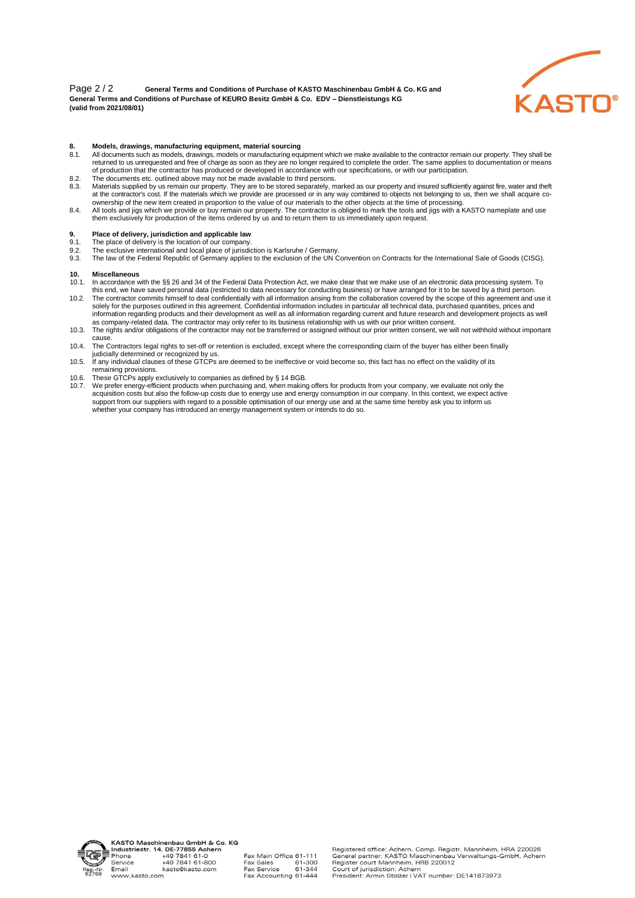## 8. Models, drawings, manufacturing equipment, material sourcing

8.1. All documents such as models, drawings, models or manufacturing equipment which we make available to the contractor remain our property. They shall be returned to us unrequested and free of charge as soon as they are no longer required to complete the order. The same applies to documentation or means of production that the contractor has produced or developed in accordance with our specifications, or with our participation.

8.2. The documents etc. outlined above may not be made available to third persons.

8.3. Materials supplied by us remain our property. They are to be stored separately, marked as our property and insured sufficiently against fire, water and theft at the contractor's cost. If the materials which we provide are processed or in any way combined to objects not belonging to us, then we shall acquire co-ownership of the new item created in proportion to the value of our materials to the other objects at the time of processing.

8.4. All tools and jigs which we provide or buy remain our property. The contractor is obliged to mark the tools and jigs with a KASTO nameplate and use them exclusively for production of the items ordered by us and to return them to us immediately upon request.

## 9. Place of delivery, jurisdiction and applicable law

9.1. The place of delivery is the location of our company.

9.2. The exclusive international and local place of jurisdiction is Karlsruhe / Germany.

9.3. The law of the Federal Republic of Germany applies to the exclusion of the UN Convention on Contracts for the International Sale of Goods (CISG).

## 10. Miscellaneous

10.1. In accordance with the §§ 26 and 34 of the Federal Data Protection Act, we make clear that we make use of an electronic data processing system. To this end, we have saved personal data (restricted to data necessary for conducting business) or have arranged for it to be saved by a third person.

10.2. The contractor commits himself to deal confidentially with all information arising from the collaboration covered by the scope of this agreement and use it solely for the purposes outlined in this agreement. Confidential information includes in particular all technical data, purchased quantities, prices and information regarding products and their development as well as all information regarding current and future research and development projects as well as company-related data. The contractor may only refer to its business relationship with us with our prior written consent.

10.3. The rights and/or obligations of the contractor may not be transferred or assigned without our prior written consent, we will not withhold without important cause.

10.4. The Contractors legal rights to set-off or retention is excluded, except where the corresponding claim of the buyer has either been finally judicially determined or recognized by us.

10.5. If any individual clauses of these GTCPs are deemed to be ineffective or void become so, this fact has no effect on the validity of its remaining provisions.

10.6. These GTCPs apply exclusively to companies as defined by § 14 BGB.

10.7. We prefer energy-efficient products when purchasing and, when making offers for products from your company, we evaluate not only the acquisition costs but also the follow-up costs due to energy use and energy consumption in our company. In this context, we expect active support from our suppliers with regard to a possible optimisation of our energy use and at the same time hereby ask you to inform us whether your company has introduced an energy management system or intends to do so.